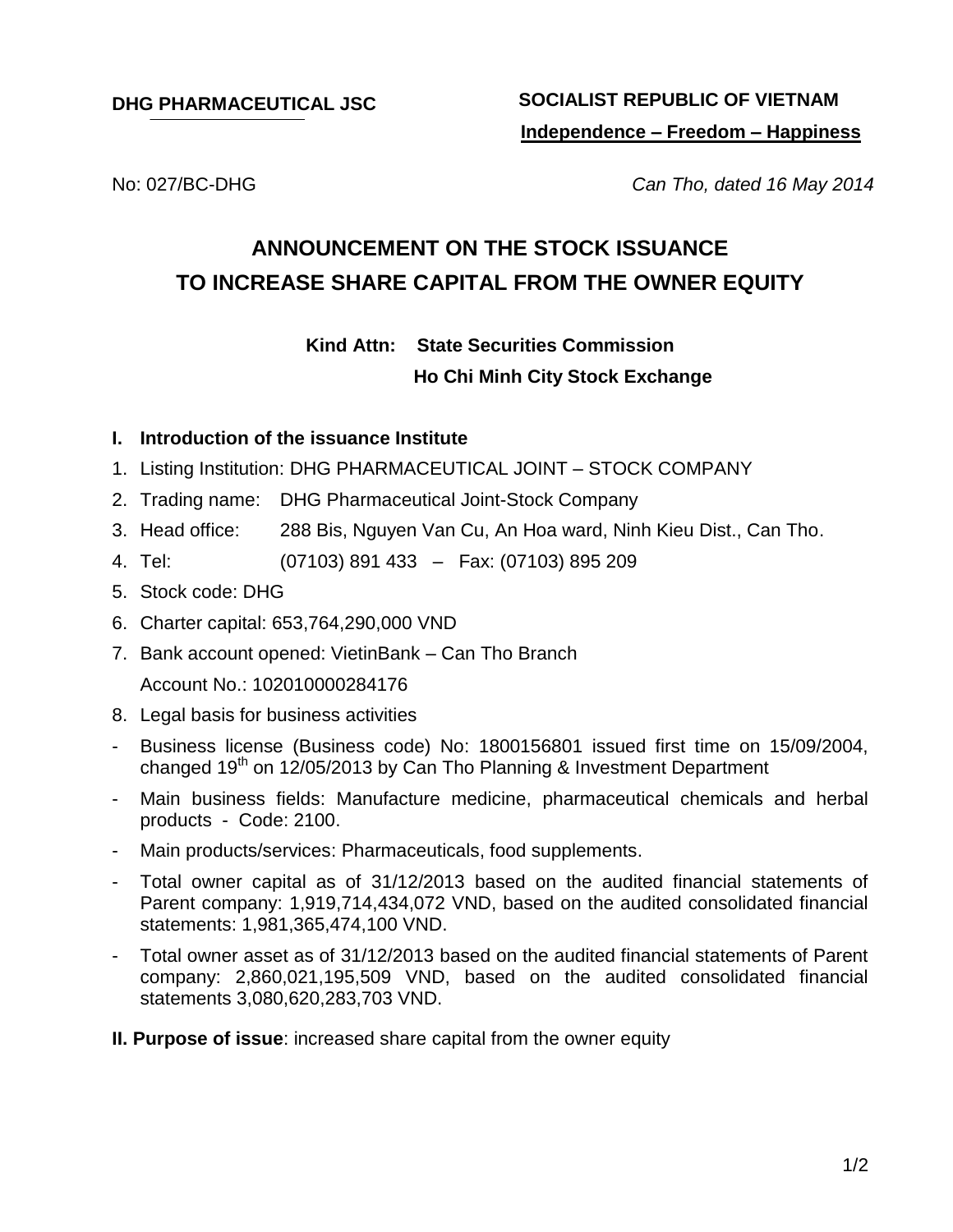**DHG PHARMACEUTICAL JSC**

**SOCIALIST REPUBLIC OF VIETNAM**
**Independence – Freedom – Happiness**

No: 027/BC-DHG

*Can Tho, dated 16 May 2014*

# ANNOUNCEMENT ON THE STOCK ISSUANCE TO INCREASE SHARE CAPITAL FROM THE OWNER EQUITY

**Kind Attn: State Securities Commission**
**Ho Chi Minh City Stock Exchange**

## I. Introduction of the issuance Institute

1. Listing Institution: DHG PHARMACEUTICAL JOINT – STOCK COMPANY
2. Trading name: DHG Pharmaceutical Joint-Stock Company
3. Head office: 288 Bis, Nguyen Van Cu, An Hoa ward, Ninh Kieu Dist., Can Tho.
4. Tel: (07103) 891 433 – Fax: (07103) 895 209
5. Stock code: DHG
6. Charter capital: 653,764,290,000 VND
7. Bank account opened: VietinBank – Can Tho Branch
   Account No.: 102010000284176
8. Legal basis for business activities

- Business license (Business code) No: 1800156801 issued first time on 15/09/2004, changed 19th on 12/05/2013 by Can Tho Planning & Investment Department
- Main business fields: Manufacture medicine, pharmaceutical chemicals and herbal products - Code: 2100.
- Main products/services: Pharmaceuticals, food supplements.
- Total owner capital as of 31/12/2013 based on the audited financial statements of Parent company: 1,919,714,434,072 VND, based on the audited consolidated financial statements: 1,981,365,474,100 VND.
- Total owner asset as of 31/12/2013 based on the audited financial statements of Parent company: 2,860,021,195,509 VND, based on the audited consolidated financial statements 3,080,620,283,703 VND.

**II. Purpose of issue**: increased share capital from the owner equity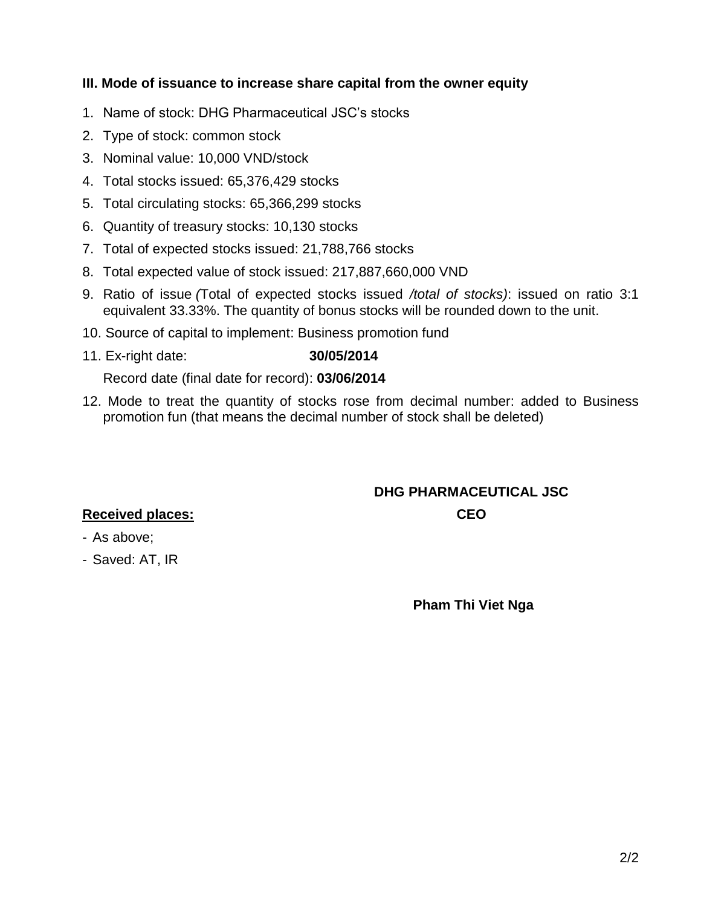**III. Mode of issuance to increase share capital from the owner equity**

1. Name of stock: DHG Pharmaceutical JSC's stocks
2. Type of stock: common stock
3. Nominal value: 10,000 VND/stock
4. Total stocks issued: 65,376,429 stocks
5. Total circulating stocks: 65,366,299 stocks
6. Quantity of treasury stocks: 10,130 stocks
7. Total of expected stocks issued: 21,788,766 stocks
8. Total expected value of stock issued: 217,887,660,000 VND
9. Ratio of issue *(*Total of expected stocks issued */total of stocks)*: issued on ratio 3:1 equivalent 33.33%. The quantity of bonus stocks will be rounded down to the unit.
10. Source of capital to implement: Business promotion fund
11. Ex-right date: **30/05/2014**

    Record date (final date for record): **03/06/2014**
12. Mode to treat the quantity of stocks rose from decimal number: added to Business promotion fun (that means the decimal number of stock shall be deleted)

**DHG PHARMACEUTICAL JSC**

**CEO**

**Received places:**

- As above;
- Saved: AT, IR

**Pham Thi Viet Nga**